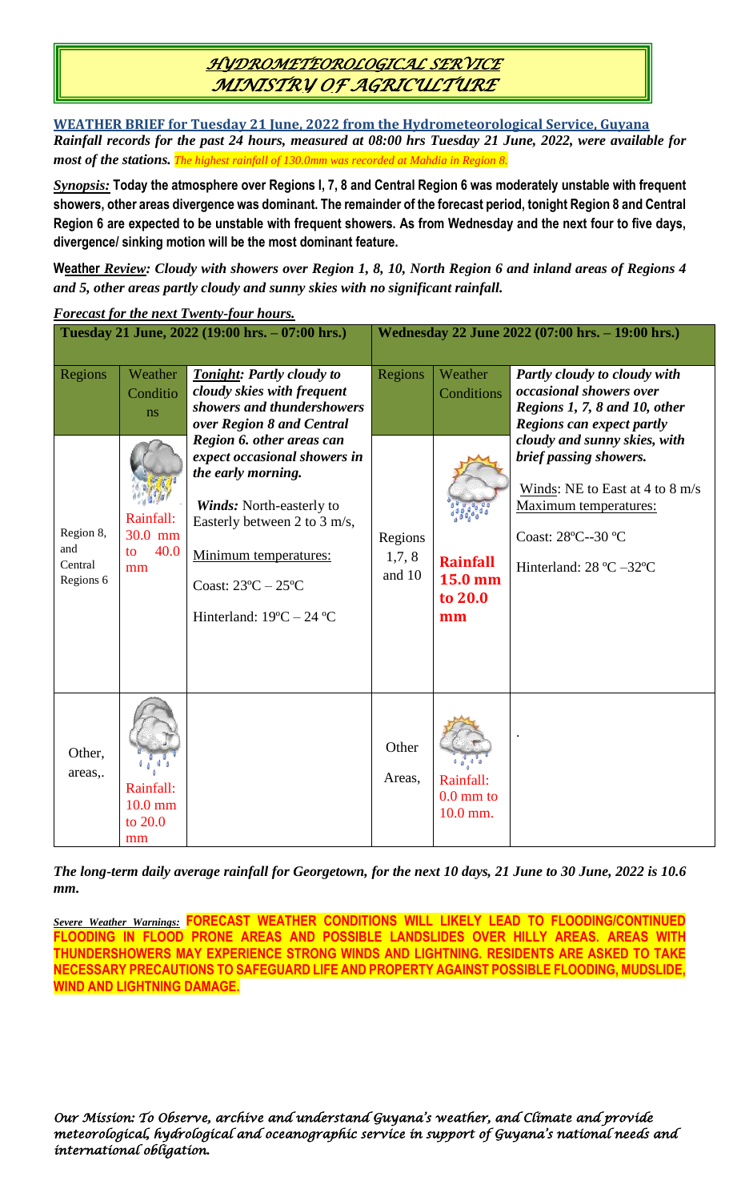# HYDROMETEOROLOGICAL SERVICE
# MINISTRY OF AGRICULTURE

**WEATHER BRIEF for Tuesday 21 June, 2022 from the Hydrometeorological Service, Guyana**

***Rainfall records for the past 24 hours, measured at 08:00 hrs Tuesday 21 June, 2022, were available for most of the stations.*** *The highest rainfall of 130.0mm was recorded at Mahdia in Region 8.*

***Synopsis:*** **Today the atmosphere over Regions I, 7, 8 and Central Region 6 was moderately unstable with frequent showers, other areas divergence was dominant. The remainder of the forecast period, tonight Region 8 and Central Region 6 are expected to be unstable with frequent showers. As from Wednesday and the next four to five days, divergence/ sinking motion will be the most dominant feature.**

***Weather Review:*** ***Cloudy with showers over Region 1, 8, 10, North Region 6 and inland areas of Regions 4 and 5, other areas partly cloudy and sunny skies with no significant rainfall.***

***Forecast for the next Twenty-four hours.***

| Tuesday 21 June, 2022 (19:00 hrs. – 07:00 hrs.) | | | Wednesday 22 June 2022 (07:00 hrs. – 19:00 hrs.) | | |
|---|---|---|---|---|---|
| Regions | Weather Conditions | ***Tonight:*** ***Partly cloudy to cloudy skies with frequent showers and thundershowers over Region 8 and Central Region 6. other areas can expect occasional showers in the early morning.*** ***Winds:*** North-easterly to Easterly between 2 to 3 m/s, Minimum temperatures: Coast: 23ºC – 25ºC Hinterland: 19ºC – 24 ºC | Regions | Weather Conditions | ***Partly cloudy to cloudy with occasional showers over Regions 1, 7, 8 and 10, other Regions can expect partly cloudy and sunny skies, with brief passing showers.*** Winds: NE to East at 4 to 8 m/s Maximum temperatures: Coast: 28ºC--30 ºC Hinterland: 28 ºC –32ºC |
| Region 8, and Central Regions 6 | Rainfall: 30.0 mm to 40.0 mm | | Regions 1,7, 8 and 10 | **Rainfall 15.0 mm to 20.0 mm** | |
| Other, areas,. | Rainfall: 10.0 mm to 20.0 mm | | Other Areas, | Rainfall: 0.0 mm to 10.0 mm. | . |

***The long-term daily average rainfall for Georgetown, for the next 10 days, 21 June to 30 June, 2022 is 10.6 mm.***

***Severe Weather Warnings:*** **FORECAST WEATHER CONDITIONS WILL LIKELY LEAD TO FLOODING/CONTINUED FLOODING IN FLOOD PRONE AREAS AND POSSIBLE LANDSLIDES OVER HILLY AREAS. AREAS WITH THUNDERSHOWERS MAY EXPERIENCE STRONG WINDS AND LIGHTNING. RESIDENTS ARE ASKED TO TAKE NECESSARY PRECAUTIONS TO SAFEGUARD LIFE AND PROPERTY AGAINST POSSIBLE FLOODING, MUDSLIDE, WIND AND LIGHTNING DAMAGE.**

*Our Mission: To Observe, archive and understand Guyana's weather, and Climate and provide meteorological, hydrological and oceanographic service in support of Guyana's national needs and international obligation.*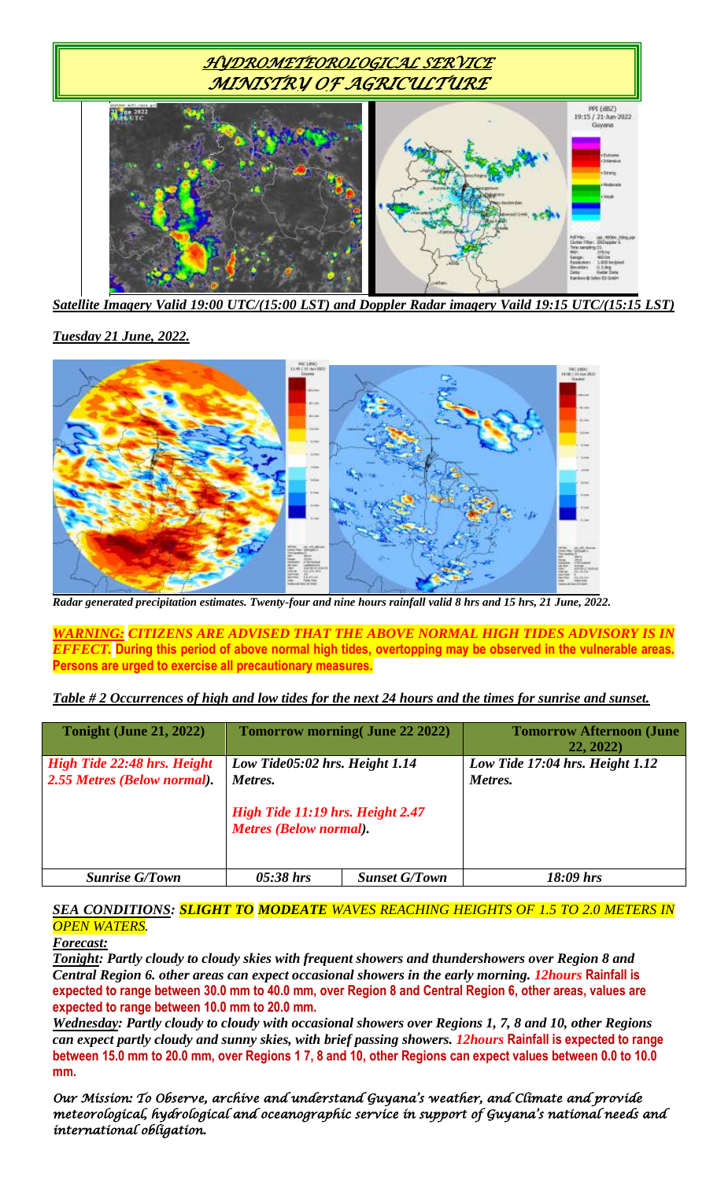# *HYDROMETEOROLOGICAL SERVICE*
# *MINISTRY OF AGRICULTURE*

***Satellite Imagery Valid 19:00 UTC/(15:00 LST) and Doppler Radar imagery Vaild 19:15 UTC/(15:15 LST)***

***Tuesday 21 June, 2022.***

***Radar generated precipitation estimates. Twenty-four and nine hours rainfall valid 8 hrs and 15 hrs, 21 June, 2022.***

***WARNING: CITIZENS ARE ADVISED THAT THE ABOVE NORMAL HIGH TIDES ADVISORY IS IN EFFECT.*** **During this period of above normal high tides, overtopping may be observed in the vulnerable areas. Persons are urged to exercise all precautionary measures.**

***Table # 2 Occurrences of high and low tides for the next 24 hours and the times for sunrise and sunset.***

| **Tonight (June 21, 2022)** | **Tomorrow morning( June 22 2022)** | | **Tomorrow Afternoon (June 22, 2022)** |
|---|---|---|---|
| ***High Tide 22:48 hrs. Height 2.55 Metres (Below normal).*** | ***Low Tide05:02 hrs. Height 1.14 Metres.*** ***High Tide 11:19 hrs. Height 2.47 Metres (Below normal).*** | | ***Low Tide 17:04 hrs. Height 1.12 Metres.*** |
| ***Sunrise G/Town*** | ***05:38 hrs*** | ***Sunset G/Town*** | ***18:09 hrs*** |

***SEA CONDITIONS: SLIGHT TO MODEATE WAVES REACHING HEIGHTS OF 1.5 TO 2.0 METERS IN OPEN WATERS.***

***Forecast:***

***Tonight: Partly cloudy to cloudy skies with frequent showers and thundershowers over Region 8 and Central Region 6. other areas can expect occasional showers in the early morning. 12hours*** **Rainfall is expected to range between 30.0 mm to 40.0 mm, over Region 8 and Central Region 6, other areas, values are expected to range between 10.0 mm to 20.0 mm.**

***Wednesday: Partly cloudy to cloudy with occasional showers over Regions 1, 7, 8 and 10, other Regions can expect partly cloudy and sunny skies, with brief passing showers. 12hours*** **Rainfall is expected to range between 15.0 mm to 20.0 mm, over Regions 1 7, 8 and 10, other Regions can expect values between 0.0 to 10.0 mm.**

*Our Mission: To Observe, archive and understand Guyana's weather, and Climate and provide meteorological, hydrological and oceanographic service in support of Guyana's national needs and international obligation.*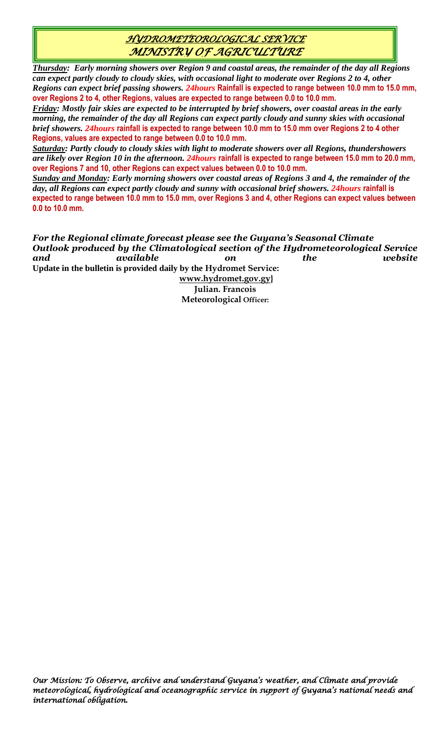# *HYDROMETEOROLOGICAL SERVICE*
# *MINISTRY OF AGRICULTURE*

***Thursday:** Early morning showers over Region 9 and coastal areas, the remainder of the day all Regions can expect partly cloudy to cloudy skies, with occasional light to moderate over Regions 2 to 4, other Regions can expect brief passing showers.* ***24hours* Rainfall is expected to range between 10.0 mm to 15.0 mm, over Regions 2 to 4, other Regions, values are expected to range between 0.0 to 10.0 mm.**

***Friday:** Mostly fair skies are expected to be interrupted by brief showers, over coastal areas in the early morning, the remainder of the day all Regions can expect partly cloudy and sunny skies with occasional brief showers.* ***24hours* rainfall is expected to range between 10.0 mm to 15.0 mm over Regions 2 to 4 other Regions, values are expected to range between 0.0 to 10.0 mm.**

***Saturday:** Partly cloudy to cloudy skies with light to moderate showers over all Regions, thundershowers are likely over Region 10 in the afternoon.* ***24hours* rainfall is expected to range between 15.0 mm to 20.0 mm, over Regions 7 and 10, other Regions can expect values between 0.0 to 10.0 mm.**

***Sunday and Monday:** Early morning showers over coastal areas of Regions 3 and 4, the remainder of the day, all Regions can expect partly cloudy and sunny with occasional brief showers.* ***24hours* rainfall is expected to range between 10.0 mm to 15.0 mm, over Regions 3 and 4, other Regions can expect values between 0.0 to 10.0 mm.**

***For the Regional climate forecast please see the Guyana's Seasonal Climate Outlook produced by the Climatological section of the Hydrometeorological Service and available on the website***

**Update in the bulletin is provided daily by the Hydromet Service:**

**www.hydromet.gov.gy}**

**Julian. Francois**

**Meteorological Officer:**

*Our Mission: To Observe, archive and understand Guyana's weather, and Climate and provide meteorological, hydrological and oceanographic service in support of Guyana's national needs and international obligation.*